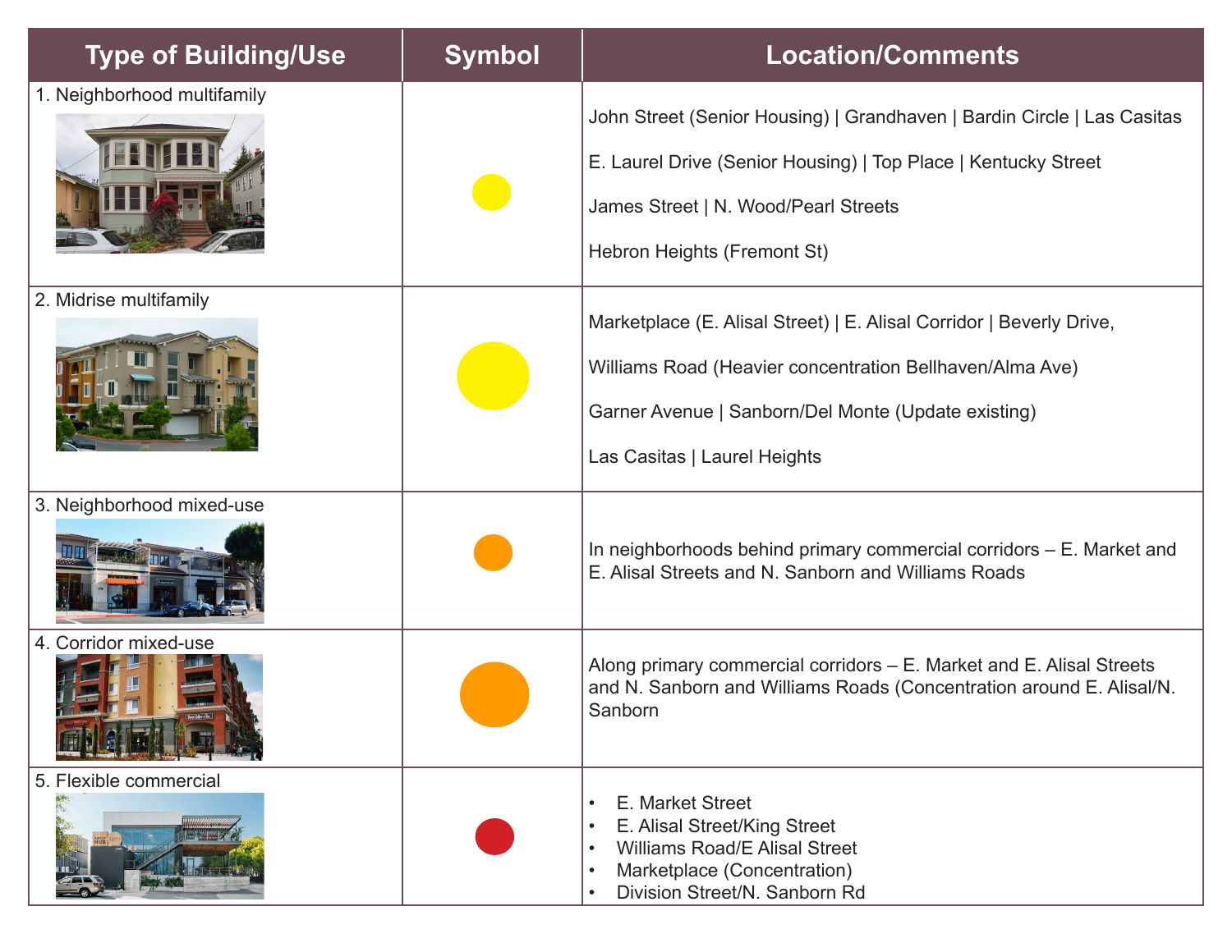| Type of Building/Use | Symbol | Location/Comments |
|---|---|---|
| 1. Neighborhood multifamily | Small yellow circle | John Street (Senior Housing) \| Grandhaven \| Bardin Circle \| Las Casitas<br>E. Laurel Drive (Senior Housing) \| Top Place \| Kentucky Street<br>James Street \| N. Wood/Pearl Streets<br>Hebron Heights (Fremont St) |
| 2. Midrise multifamily | Large yellow circle | Marketplace (E. Alisal Street) \| E. Alisal Corridor \| Beverly Drive,<br>Williams Road (Heavier concentration Bellhaven/Alma Ave)<br>Garner Avenue \| Sanborn/Del Monte (Update existing)<br>Las Casitas \| Laurel Heights |
| 3. Neighborhood mixed-use | Small orange circle | In neighborhoods behind primary commercial corridors – E. Market and E. Alisal Streets and N. Sanborn and Williams Roads |
| 4. Corridor mixed-use | Large orange circle | Along primary commercial corridors – E. Market and E. Alisal Streets and N. Sanborn and Williams Roads (Concentration around E. Alisal/N. Sanborn |
| 5. Flexible commercial | Red circle | • E. Market Street<br>• E. Alisal Street/King Street<br>• Williams Road/E Alisal Street<br>• Marketplace (Concentration)<br>• Division Street/N. Sanborn Rd |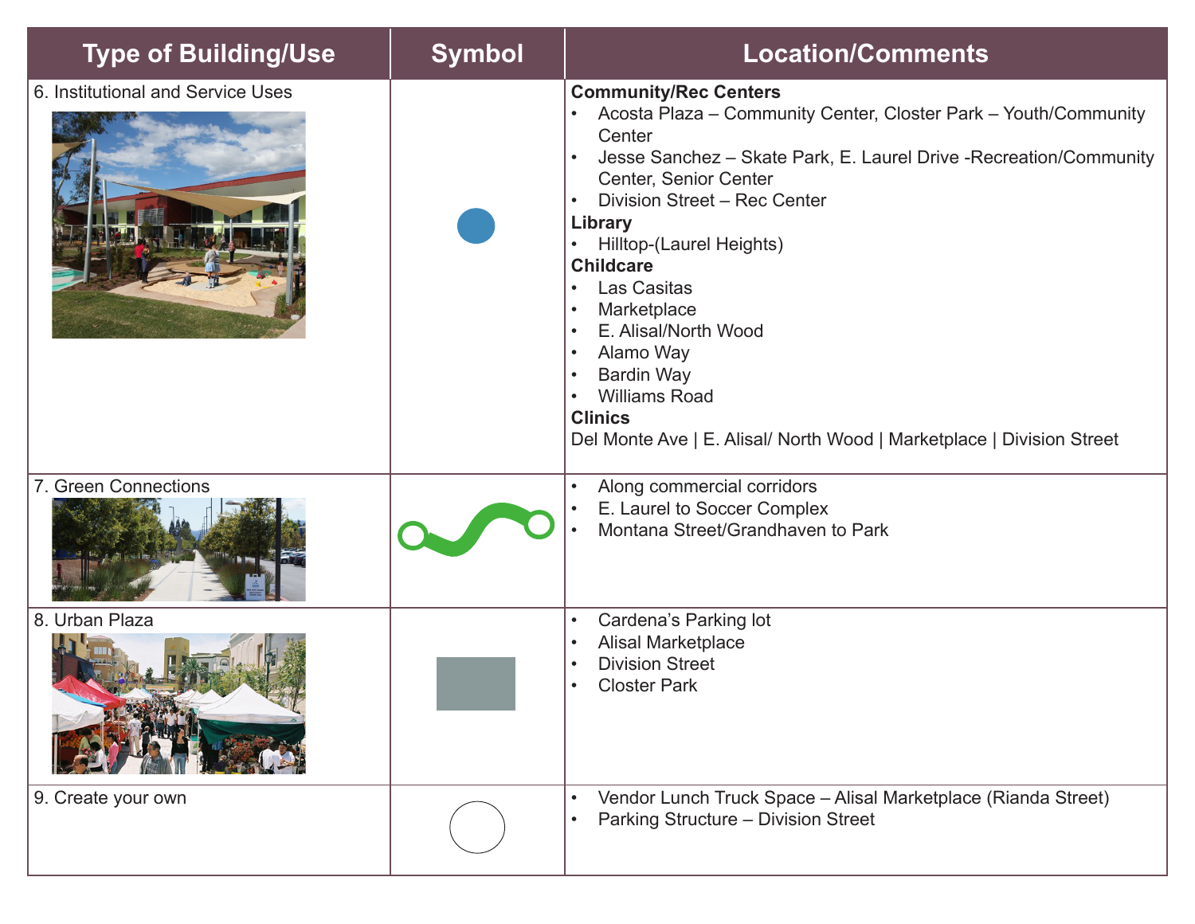| Type of Building/Use | Symbol | Location/Comments |
| --- | --- | --- |
| 6. Institutional and Service Uses | | **Community/Rec Centers**<br>• Acosta Plaza – Community Center, Closter Park – Youth/Community Center<br>• Jesse Sanchez – Skate Park, E. Laurel Drive -Recreation/Community Center, Senior Center<br>• Division Street – Rec Center<br>**Library**<br>• Hilltop-(Laurel Heights)<br>**Childcare**<br>• Las Casitas<br>• Marketplace<br>• E. Alisal/North Wood<br>• Alamo Way<br>• Bardin Way<br>• Williams Road<br>**Clinics**<br>Del Monte Ave \| E. Alisal/ North Wood \| Marketplace \| Division Street |
| 7. Green Connections | | • Along commercial corridors<br>• E. Laurel to Soccer Complex<br>• Montana Street/Grandhaven to Park |
| 8. Urban Plaza | | • Cardena's Parking lot<br>• Alisal Marketplace<br>• Division Street<br>• Closter Park |
| 9. Create your own | | • Vendor Lunch Truck Space – Alisal Marketplace (Rianda Street)<br>• Parking Structure – Division Street |